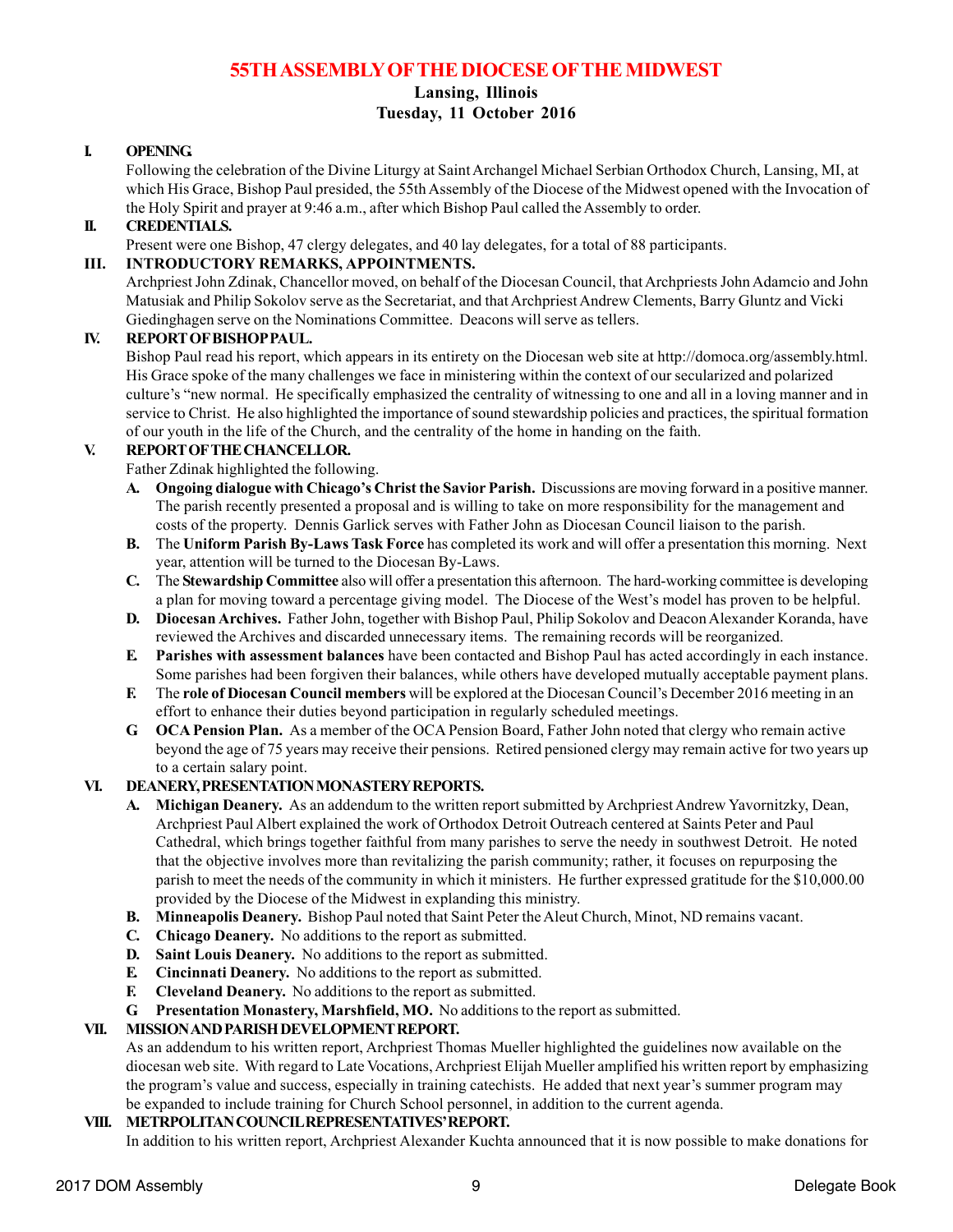# 55TH ASSEMBLY OF THE DIOCESE OF THE MIDWEST

**Lansing, Illinois**
**Tuesday, 11 October 2016**

**I. OPENING.**
Following the celebration of the Divine Liturgy at Saint Archangel Michael Serbian Orthodox Church, Lansing, MI, at which His Grace, Bishop Paul presided, the 55th Assembly of the Diocese of the Midwest opened with the Invocation of the Holy Spirit and prayer at 9:46 a.m., after which Bishop Paul called the Assembly to order.

**II. CREDENTIALS.**
Present were one Bishop, 47 clergy delegates, and 40 lay delegates, for a total of 88 participants.

**III. INTRODUCTORY REMARKS, APPOINTMENTS.**
Archpriest John Zdinak, Chancellor moved, on behalf of the Diocesan Council, that Archpriests John Adamcio and John Matusiak and Philip Sokolov serve as the Secretariat, and that Archpriest Andrew Clements, Barry Gluntz and Vicki Giedinghagen serve on the Nominations Committee. Deacons will serve as tellers.

**IV. REPORT OF BISHOP PAUL.**
Bishop Paul read his report, which appears in its entirety on the Diocesan web site at http://domoca.org/assembly.html. His Grace spoke of the many challenges we face in ministering within the context of our secularized and polarized culture's "new normal. He specifically emphasized the centrality of witnessing to one and all in a loving manner and in service to Christ. He also highlighted the importance of sound stewardship policies and practices, the spiritual formation of our youth in the life of the Church, and the centrality of the home in handing on the faith.

**V. REPORT OF THE CHANCELLOR.**
Father Zdinak highlighted the following.

- **A. Ongoing dialogue with Chicago's Christ the Savior Parish.** Discussions are moving forward in a positive manner. The parish recently presented a proposal and is willing to take on more responsibility for the management and costs of the property. Dennis Garlick serves with Father John as Diocesan Council liaison to the parish.
- **B.** The **Uniform Parish By-Laws Task Force** has completed its work and will offer a presentation this morning. Next year, attention will be turned to the Diocesan By-Laws.
- **C.** The **Stewardship Committee** also will offer a presentation this afternoon. The hard-working committee is developing a plan for moving toward a percentage giving model. The Diocese of the West's model has proven to be helpful.
- **D. Diocesan Archives.** Father John, together with Bishop Paul, Philip Sokolov and Deacon Alexander Koranda, have reviewed the Archives and discarded unnecessary items. The remaining records will be reorganized.
- **E. Parishes with assessment balances** have been contacted and Bishop Paul has acted accordingly in each instance. Some parishes had been forgiven their balances, while others have developed mutually acceptable payment plans.
- **F.** The **role of Diocesan Council members** will be explored at the Diocesan Council's December 2016 meeting in an effort to enhance their duties beyond participation in regularly scheduled meetings.
- **G OCA Pension Plan.** As a member of the OCA Pension Board, Father John noted that clergy who remain active beyond the age of 75 years may receive their pensions. Retired pensioned clergy may remain active for two years up to a certain salary point.

**VI. DEANERY, PRESENTATION MONASTERY REPORTS.**

- **A. Michigan Deanery.** As an addendum to the written report submitted by Archpriest Andrew Yavornitzky, Dean, Archpriest Paul Albert explained the work of Orthodox Detroit Outreach centered at Saints Peter and Paul Cathedral, which brings together faithful from many parishes to serve the needy in southwest Detroit. He noted that the objective involves more than revitalizing the parish community; rather, it focuses on repurposing the parish to meet the needs of the community in which it ministers. He further expressed gratitude for the $10,000.00 provided by the Diocese of the Midwest in explanding this ministry.
- **B. Minneapolis Deanery.** Bishop Paul noted that Saint Peter the Aleut Church, Minot, ND remains vacant.
- **C. Chicago Deanery.** No additions to the report as submitted.
- **D. Saint Louis Deanery.** No additions to the report as submitted.
- **E. Cincinnati Deanery.** No additions to the report as submitted.
- **F. Cleveland Deanery.** No additions to the report as submitted.
- **G Presentation Monastery, Marshfield, MO.** No additions to the report as submitted.

**VII. MISSION AND PARISH DEVELOPMENT REPORT.**
As an addendum to his written report, Archpriest Thomas Mueller highlighted the guidelines now available on the diocesan web site. With regard to Late Vocations, Archpriest Elijah Mueller amplified his written report by emphasizing the program's value and success, especially in training catechists. He added that next year's summer program may be expanded to include training for Church School personnel, in addition to the current agenda.

**VIII. METRPOLITAN COUNCIL REPRESENTATIVES' REPORT.**
In addition to his written report, Archpriest Alexander Kuchta announced that it is now possible to make donations for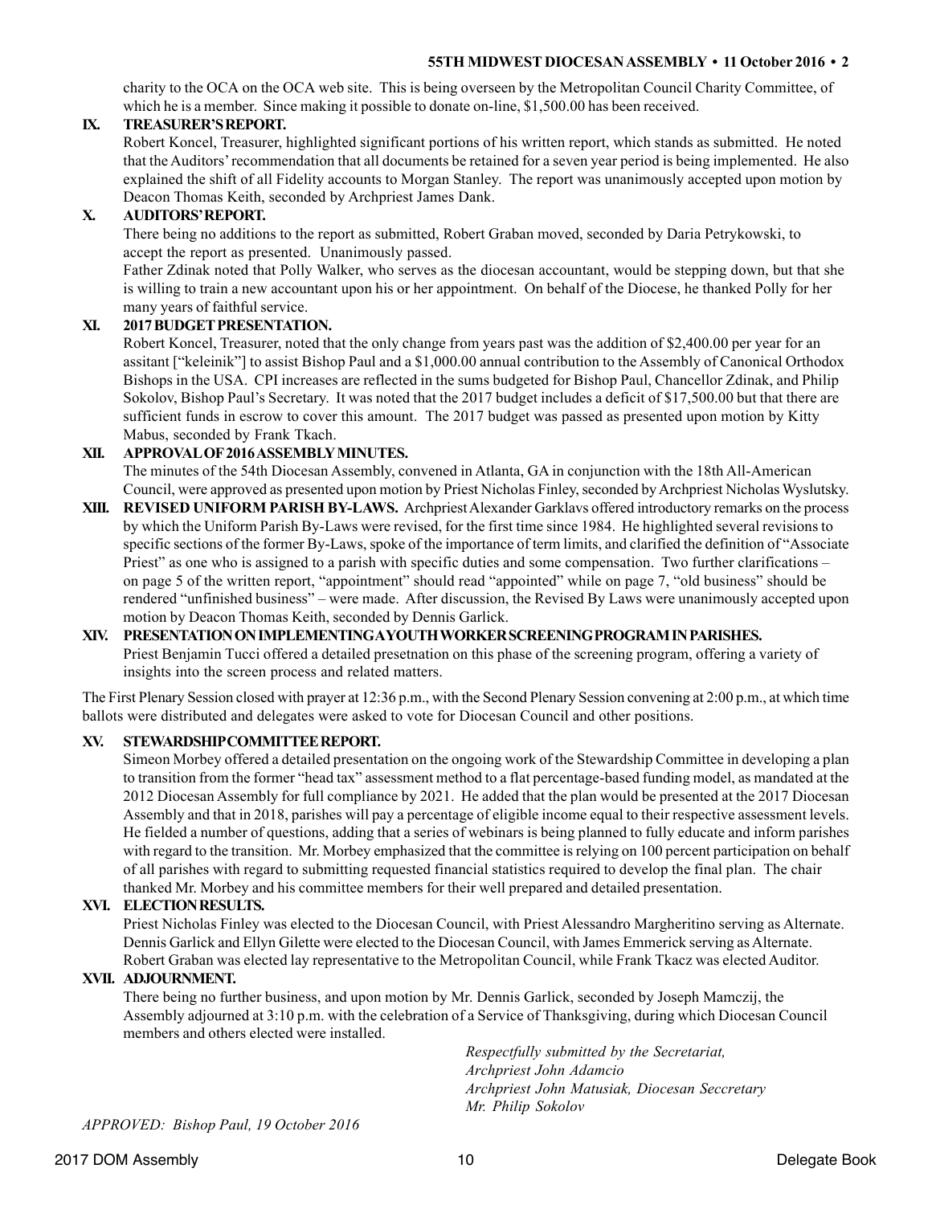charity to the OCA on the OCA web site. This is being overseen by the Metropolitan Council Charity Committee, of which he is a member. Since making it possible to donate on-line, $1,500.00 has been received.

**IX. TREASURER'S REPORT.**

Robert Koncel, Treasurer, highlighted significant portions of his written report, which stands as submitted. He noted that the Auditors' recommendation that all documents be retained for a seven year period is being implemented. He also explained the shift of all Fidelity accounts to Morgan Stanley. The report was unanimously accepted upon motion by Deacon Thomas Keith, seconded by Archpriest James Dank.

**X. AUDITORS' REPORT.**

There being no additions to the report as submitted, Robert Graban moved, seconded by Daria Petrykowski, to accept the report as presented. Unanimously passed.

Father Zdinak noted that Polly Walker, who serves as the diocesan accountant, would be stepping down, but that she is willing to train a new accountant upon his or her appointment. On behalf of the Diocese, he thanked Polly for her many years of faithful service.

**XI. 2017 BUDGET PRESENTATION.**

Robert Koncel, Treasurer, noted that the only change from years past was the addition of $2,400.00 per year for an assitant ["keleinik"] to assist Bishop Paul and a $1,000.00 annual contribution to the Assembly of Canonical Orthodox Bishops in the USA. CPI increases are reflected in the sums budgeted for Bishop Paul, Chancellor Zdinak, and Philip Sokolov, Bishop Paul's Secretary. It was noted that the 2017 budget includes a deficit of $17,500.00 but that there are sufficient funds in escrow to cover this amount. The 2017 budget was passed as presented upon motion by Kitty Mabus, seconded by Frank Tkach.

**XII. APPROVAL OF 2016 ASSEMBLY MINUTES.**

The minutes of the 54th Diocesan Assembly, convened in Atlanta, GA in conjunction with the 18th All-American Council, were approved as presented upon motion by Priest Nicholas Finley, seconded by Archpriest Nicholas Wyslutsky.

**XIII. REVISED UNIFORM PARISH BY-LAWS.** Archpriest Alexander Garklavs offered introductory remarks on the process by which the Uniform Parish By-Laws were revised, for the first time since 1984. He highlighted several revisions to specific sections of the former By-Laws, spoke of the importance of term limits, and clarified the definition of "Associate Priest" as one who is assigned to a parish with specific duties and some compensation. Two further clarifications – on page 5 of the written report, "appointment" should read "appointed" while on page 7, "old business" should be rendered "unfinished business" – were made. After discussion, the Revised By Laws were unanimously accepted upon motion by Deacon Thomas Keith, seconded by Dennis Garlick.

**XIV. PRESENTATION ON IMPLEMENTING A YOUTH WORKER SCREENING PROGRAM IN PARISHES.**

Priest Benjamin Tucci offered a detailed presetnation on this phase of the screening program, offering a variety of insights into the screen process and related matters.

The First Plenary Session closed with prayer at 12:36 p.m., with the Second Plenary Session convening at 2:00 p.m., at which time ballots were distributed and delegates were asked to vote for Diocesan Council and other positions.

**XV. STEWARDSHIP COMMITTEE REPORT.**

Simeon Morbey offered a detailed presentation on the ongoing work of the Stewardship Committee in developing a plan to transition from the former "head tax" assessment method to a flat percentage-based funding model, as mandated at the 2012 Diocesan Assembly for full compliance by 2021. He added that the plan would be presented at the 2017 Diocesan Assembly and that in 2018, parishes will pay a percentage of eligible income equal to their respective assessment levels. He fielded a number of questions, adding that a series of webinars is being planned to fully educate and inform parishes with regard to the transition. Mr. Morbey emphasized that the committee is relying on 100 percent participation on behalf of all parishes with regard to submitting requested financial statistics required to develop the final plan. The chair thanked Mr. Morbey and his committee members for their well prepared and detailed presentation.

**XVI. ELECTION RESULTS.**

Priest Nicholas Finley was elected to the Diocesan Council, with Priest Alessandro Margheritino serving as Alternate. Dennis Garlick and Ellyn Gilette were elected to the Diocesan Council, with James Emmerick serving as Alternate. Robert Graban was elected lay representative to the Metropolitan Council, while Frank Tkacz was elected Auditor.

**XVII. ADJOURNMENT.**

There being no further business, and upon motion by Mr. Dennis Garlick, seconded by Joseph Mamczij, the Assembly adjourned at 3:10 p.m. with the celebration of a Service of Thanksgiving, during which Diocesan Council members and others elected were installed.

*Respectfully submitted by the Secretariat,*
*Archpriest John Adamcio*
*Archpriest John Matusiak, Diocesan Seccretary*
*Mr. Philip Sokolov*

*APPROVED: Bishop Paul, 19 October 2016*